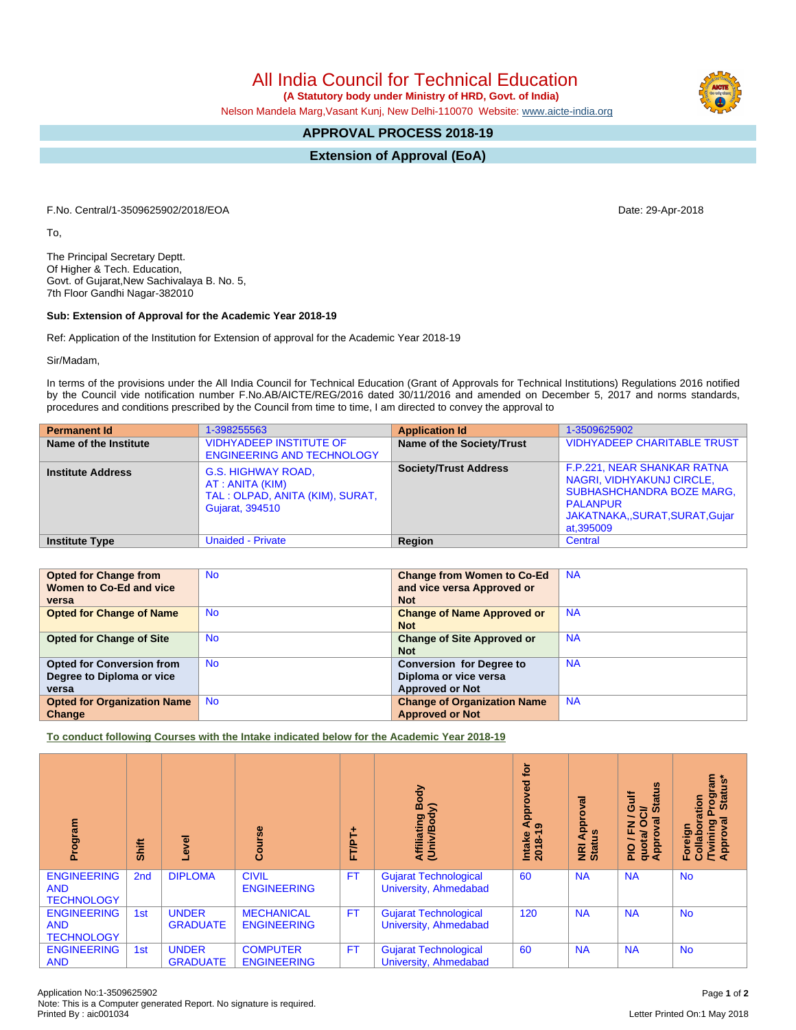# All India Council for Technical Education

**(A Statutory body under Ministry of HRD, Govt. of India)**

Nelson Mandela Marg,Vasant Kunj, New Delhi-110070 Website: www.aicte-india.org

## APPROVAL PROCESS 2018-19

## Extension of Approval (EoA)

F.No. Central/1-3509625902/2018/EOA

Date: 29-Apr-2018

To,

The Principal Secretary Deptt.
Of Higher & Tech. Education,
Govt. of Gujarat,New Sachivalaya B. No. 5,
7th Floor Gandhi Nagar-382010

**Sub: Extension of Approval for the Academic Year 2018-19**

Ref: Application of the Institution for Extension of approval for the Academic Year 2018-19

Sir/Madam,

In terms of the provisions under the All India Council for Technical Education (Grant of Approvals for Technical Institutions) Regulations 2016 notified by the Council vide notification number F.No.AB/AICTE/REG/2016 dated 30/11/2016 and amended on December 5, 2017 and norms standards, procedures and conditions prescribed by the Council from time to time, I am directed to convey the approval to

| **Permanent Id** | 1-398255563 | **Application Id** | 1-3509625902 |
|---|---|---|---|
| **Name of the Institute** | VIDHYADEEP INSTITUTE OF ENGINEERING AND TECHNOLOGY | **Name of the Society/Trust** | VIDHYADEEP CHARITABLE TRUST |
| **Institute Address** | G.S. HIGHWAY ROAD, AT : ANITA (KIM) TAL : OLPAD, ANITA (KIM), SURAT, Gujarat, 394510 | **Society/Trust Address** | F.P.221, NEAR SHANKAR RATNA NAGRI, VIDHYAKUNJ CIRCLE, SUBHASHCHANDRA BOZE MARG, PALANPUR JAKATNAKA,,SURAT,SURAT,Gujarat,395009 |
| **Institute Type** | Unaided - Private | **Region** | Central |

| | | | |
|---|---|---|---|
| **Opted for Change from Women to Co-Ed and vice versa** | No | **Change from Women to Co-Ed and vice versa Approved or Not** | NA |
| **Opted for Change of Name** | No | **Change of Name Approved or Not** | NA |
| **Opted for Change of Site** | No | **Change of Site Approved or Not** | NA |
| **Opted for Conversion from Degree to Diploma or vice versa** | No | **Conversion for Degree to Diploma or vice versa Approved or Not** | NA |
| **Opted for Organization Name Change** | No | **Change of Organization Name Approved or Not** | NA |

**To conduct following Courses with the Intake indicated below for the Academic Year 2018-19**

| Program | Shift | Level | Course | FT/PT+ | Affiliating Body (Univ/Body) | Intake Approved for 2018-19 | NRI Approval Status | PIO / FN / Gulf quota/ OCI/ Approval Status | Foreign Collaboration /Twining Program Approval Status* |
|---|---|---|---|---|---|---|---|---|---|
| ENGINEERING AND TECHNOLOGY | 2nd | DIPLOMA | CIVIL ENGINEERING | FT | Gujarat Technological University, Ahmedabad | 60 | NA | NA | No |
| ENGINEERING AND TECHNOLOGY | 1st | UNDER GRADUATE | MECHANICAL ENGINEERING | FT | Gujarat Technological University, Ahmedabad | 120 | NA | NA | No |
| ENGINEERING AND | 1st | UNDER GRADUATE | COMPUTER ENGINEERING | FT | Gujarat Technological University, Ahmedabad | 60 | NA | NA | No |

Application No:1-3509625902
Note: This is a Computer generated Report. No signature is required.
Printed By : aic001034

Letter Printed On:1 May 2018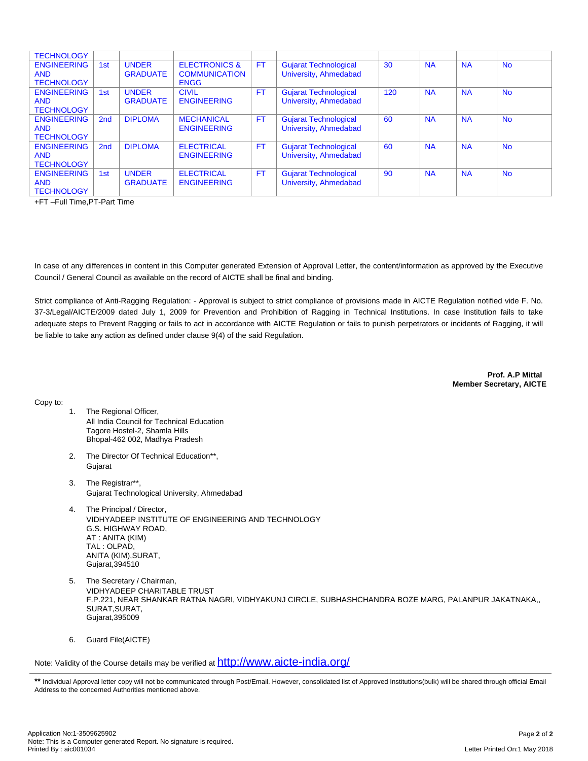| | | | | | | | | | |
|---|---|---|---|---|---|---|---|---|---|
| TECHNOLOGY | | | | | | | | | |
| ENGINEERING AND TECHNOLOGY | 1st | UNDER GRADUATE | ELECTRONICS & COMMUNICATION ENGG | FT | Gujarat Technological University, Ahmedabad | 30 | NA | NA | No |
| ENGINEERING AND TECHNOLOGY | 1st | UNDER GRADUATE | CIVIL ENGINEERING | FT | Gujarat Technological University, Ahmedabad | 120 | NA | NA | No |
| ENGINEERING AND TECHNOLOGY | 2nd | DIPLOMA | MECHANICAL ENGINEERING | FT | Gujarat Technological University, Ahmedabad | 60 | NA | NA | No |
| ENGINEERING AND TECHNOLOGY | 2nd | DIPLOMA | ELECTRICAL ENGINEERING | FT | Gujarat Technological University, Ahmedabad | 60 | NA | NA | No |
| ENGINEERING AND TECHNOLOGY | 1st | UNDER GRADUATE | ELECTRICAL ENGINEERING | FT | Gujarat Technological University, Ahmedabad | 90 | NA | NA | No |

+FT –Full Time,PT-Part Time

In case of any differences in content in this Computer generated Extension of Approval Letter, the content/information as approved by the Executive Council / General Council as available on the record of AICTE shall be final and binding.

Strict compliance of Anti-Ragging Regulation: - Approval is subject to strict compliance of provisions made in AICTE Regulation notified vide F. No. 37-3/Legal/AICTE/2009 dated July 1, 2009 for Prevention and Prohibition of Ragging in Technical Institutions. In case Institution fails to take adequate steps to Prevent Ragging or fails to act in accordance with AICTE Regulation or fails to punish perpetrators or incidents of Ragging, it will be liable to take any action as defined under clause 9(4) of the said Regulation.

**Prof. A.P Mittal**
**Member Secretary, AICTE**

Copy to:

1. The Regional Officer,
   All India Council for Technical Education
   Tagore Hostel-2, Shamla Hills
   Bhopal-462 002, Madhya Pradesh

2. The Director Of Technical Education**,
   Gujarat

3. The Registrar**,
   Gujarat Technological University, Ahmedabad

4. The Principal / Director,
   VIDHYADEEP INSTITUTE OF ENGINEERING AND TECHNOLOGY
   G.S. HIGHWAY ROAD,
   AT : ANITA (KIM)
   TAL : OLPAD,
   ANITA (KIM),SURAT,
   Gujarat,394510

5. The Secretary / Chairman,
   VIDHYADEEP CHARITABLE TRUST
   F.P.221, NEAR SHANKAR RATNA NAGRI, VIDHYAKUNJ CIRCLE, SUBHASHCHANDRA BOZE MARG, PALANPUR JAKATNAKA,,
   SURAT,SURAT,
   Gujarat,395009

6. Guard File(AICTE)

Note: Validity of the Course details may be verified at http://www.aicte-india.org/

** Individual Approval letter copy will not be communicated through Post/Email. However, consolidated list of Approved Institutions(bulk) will be shared through official Email Address to the concerned Authorities mentioned above.

Application No:1-3509625902
Note: This is a Computer generated Report. No signature is required.
Printed By : aic001034

Letter Printed On:1 May 2018